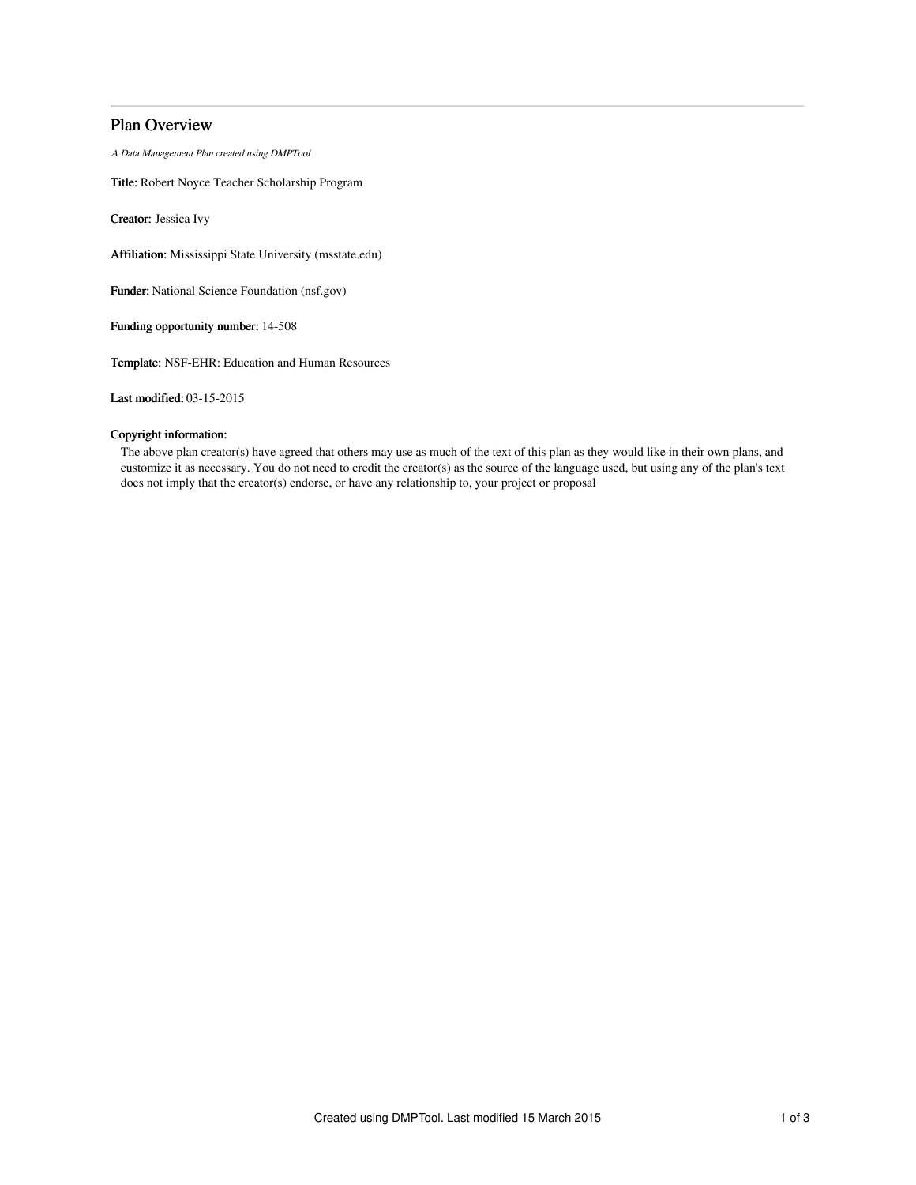## Plan Overview

*A Data Management Plan created using DMPTool*

**Title:** Robert Noyce Teacher Scholarship Program

**Creator:** Jessica Ivy

**Affiliation:** Mississippi State University (msstate.edu)

**Funder:** National Science Foundation (nsf.gov)

**Funding opportunity number:** 14-508

**Template:** NSF-EHR: Education and Human Resources

**Last modified:** 03-15-2015

**Copyright information:**

The above plan creator(s) have agreed that others may use as much of the text of this plan as they would like in their own plans, and customize it as necessary. You do not need to credit the creator(s) as the source of the language used, but using any of the plan's text does not imply that the creator(s) endorse, or have any relationship to, your project or proposal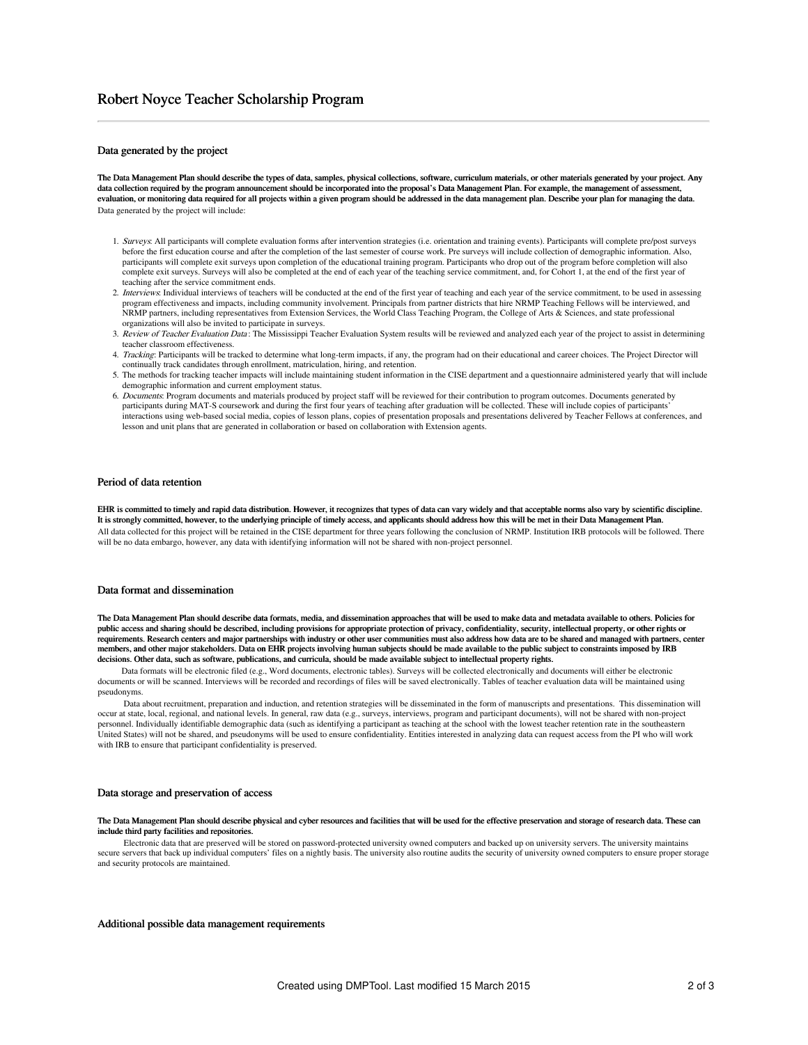# Robert Noyce Teacher Scholarship Program

## Data generated by the project

**The Data Management Plan should describe the types of data, samples, physical collections, software, curriculum materials, or other materials generated by your project. Any data collection required by the program announcement should be incorporated into the proposal's Data Management Plan. For example, the management of assessment, evaluation, or monitoring data required for all projects within a given program should be addressed in the data management plan. Describe your plan for managing the data.**

Data generated by the project will include:

1. *Surveys*: All participants will complete evaluation forms after intervention strategies (i.e. orientation and training events). Participants will complete pre/post surveys before the first education course and after the completion of the last semester of course work. Pre surveys will include collection of demographic information. Also, participants will complete exit surveys upon completion of the educational training program. Participants who drop out of the program before completion will also complete exit surveys. Surveys will also be completed at the end of each year of the teaching service commitment, and, for Cohort 1, at the end of the first year of teaching after the service commitment ends.
2. *Interviews*: Individual interviews of teachers will be conducted at the end of the first year of teaching and each year of the service commitment, to be used in assessing program effectiveness and impacts, including community involvement. Principals from partner districts that hire NRMP Teaching Fellows will be interviewed, and NRMP partners, including representatives from Extension Services, the World Class Teaching Program, the College of Arts & Sciences, and state professional organizations will also be invited to participate in surveys.
3. *Review of Teacher Evaluation Data*: The Mississippi Teacher Evaluation System results will be reviewed and analyzed each year of the project to assist in determining teacher classroom effectiveness.
4. *Tracking*: Participants will be tracked to determine what long-term impacts, if any, the program had on their educational and career choices. The Project Director will continually track candidates through enrollment, matriculation, hiring, and retention.
5. The methods for tracking teacher impacts will include maintaining student information in the CISE department and a questionnaire administered yearly that will include demographic information and current employment status.
6. *Documents*: Program documents and materials produced by project staff will be reviewed for their contribution to program outcomes. Documents generated by participants during MAT-S coursework and during the first four years of teaching after graduation will be collected. These will include copies of participants' interactions using web-based social media, copies of lesson plans, copies of presentation proposals and presentations delivered by Teacher Fellows at conferences, and lesson and unit plans that are generated in collaboration or based on collaboration with Extension agents.

## Period of data retention

**EHR is committed to timely and rapid data distribution. However, it recognizes that types of data can vary widely and that acceptable norms also vary by scientific discipline. It is strongly committed, however, to the underlying principle of timely access, and applicants should address how this will be met in their Data Management Plan.**

All data collected for this project will be retained in the CISE department for three years following the conclusion of NRMP. Institution IRB protocols will be followed. There will be no data embargo, however, any data with identifying information will not be shared with non-project personnel.

## Data format and dissemination

**The Data Management Plan should describe data formats, media, and dissemination approaches that will be used to make data and metadata available to others. Policies for public access and sharing should be described, including provisions for appropriate protection of privacy, confidentiality, security, intellectual property, or other rights or requirements. Research centers and major partnerships with industry or other user communities must also address how data are to be shared and managed with partners, center members, and other major stakeholders. Data on EHR projects involving human subjects should be made available to the public subject to constraints imposed by IRB decisions. Other data, such as software, publications, and curricula, should be made available subject to intellectual property rights.**

Data formats will be electronic filed (e.g., Word documents, electronic tables). Surveys will be collected electronically and documents will either be electronic documents or will be scanned. Interviews will be recorded and recordings of files will be saved electronically. Tables of teacher evaluation data will be maintained using pseudonyms.

Data about recruitment, preparation and induction, and retention strategies will be disseminated in the form of manuscripts and presentations. This dissemination will occur at state, local, regional, and national levels. In general, raw data (e.g., surveys, interviews, program and participant documents), will not be shared with non-project personnel. Individually identifiable demographic data (such as identifying a participant as teaching at the school with the lowest teacher retention rate in the southeastern United States) will not be shared, and pseudonyms will be used to ensure confidentiality. Entities interested in analyzing data can request access from the PI who will work with IRB to ensure that participant confidentiality is preserved.

## Data storage and preservation of access

**The Data Management Plan should describe physical and cyber resources and facilities that will be used for the effective preservation and storage of research data. These can include third party facilities and repositories.**

Electronic data that are preserved will be stored on password-protected university owned computers and backed up on university servers. The university maintains secure servers that back up individual computers' files on a nightly basis. The university also routine audits the security of university owned computers to ensure proper storage and security protocols are maintained.

## Additional possible data management requirements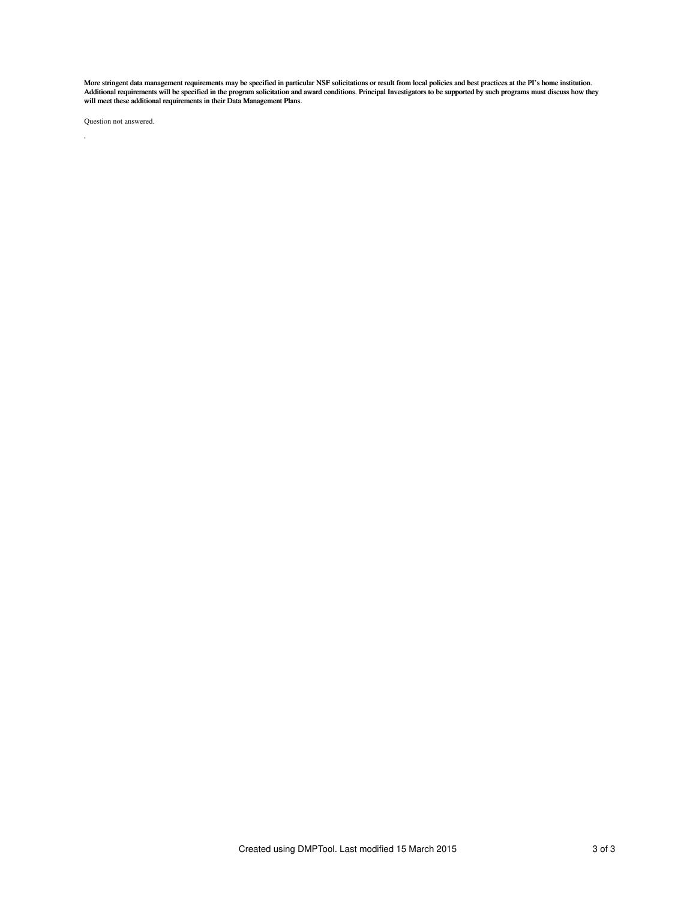**More stringent data management requirements may be specified in particular NSF solicitations or result from local policies and best practices at the PI's home institution. Additional requirements will be specified in the program solicitation and award conditions. Principal Investigators to be supported by such programs must discuss how they will meet these additional requirements in their Data Management Plans.**

Question not answered.